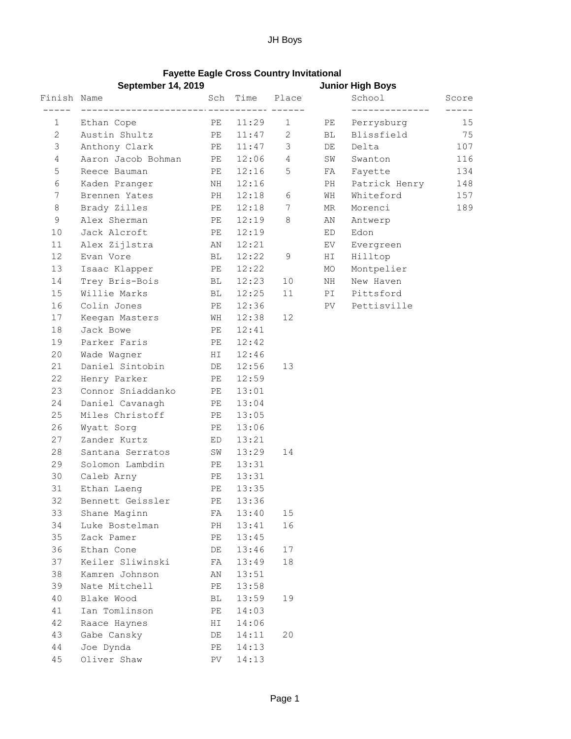**Fayette Eagle Cross Country Invitational**

**September 14, 2019** **Junior High Boys**

| Finish | Name | Sch | Time | Place |
|---|---|---|---|---|
| 1 | Ethan Cope | PE | 11:29 | 1 |
| 2 | Austin Shultz | PE | 11:47 | 2 |
| 3 | Anthony Clark | PE | 11:47 | 3 |
| 4 | Aaron Jacob Bohman | PE | 12:06 | 4 |
| 5 | Reece Bauman | PE | 12:16 | 5 |
| 6 | Kaden Pranger | NH | 12:16 | |
| 7 | Brennen Yates | PH | 12:18 | 6 |
| 8 | Brady Zilles | PE | 12:18 | 7 |
| 9 | Alex Sherman | PE | 12:19 | 8 |
| 10 | Jack Alcroft | PE | 12:19 | |
| 11 | Alex Zijlstra | AN | 12:21 | |
| 12 | Evan Vore | BL | 12:22 | 9 |
| 13 | Isaac Klapper | PE | 12:22 | |
| 14 | Trey Bris-Bois | BL | 12:23 | 10 |
| 15 | Willie Marks | BL | 12:25 | 11 |
| 16 | Colin Jones | PE | 12:36 | |
| 17 | Keegan Masters | WH | 12:38 | 12 |
| 18 | Jack Bowe | PE | 12:41 | |
| 19 | Parker Faris | PE | 12:42 | |
| 20 | Wade Wagner | HI | 12:46 | |
| 21 | Daniel Sintobin | DE | 12:56 | 13 |
| 22 | Henry Parker | PE | 12:59 | |
| 23 | Connor Sniaddanko | PE | 13:01 | |
| 24 | Daniel Cavanagh | PE | 13:04 | |
| 25 | Miles Christoff | PE | 13:05 | |
| 26 | Wyatt Sorg | PE | 13:06 | |
| 27 | Zander Kurtz | ED | 13:21 | |
| 28 | Santana Serratos | SW | 13:29 | 14 |
| 29 | Solomon Lambdin | PE | 13:31 | |
| 30 | Caleb Arny | PE | 13:31 | |
| 31 | Ethan Laeng | PE | 13:35 | |
| 32 | Bennett Geissler | PE | 13:36 | |
| 33 | Shane Maginn | FA | 13:40 | 15 |
| 34 | Luke Bostelman | PH | 13:41 | 16 |
| 35 | Zack Pamer | PE | 13:45 | |
| 36 | Ethan Cone | DE | 13:46 | 17 |
| 37 | Keiler Sliwinski | FA | 13:49 | 18 |
| 38 | Kamren Johnson | AN | 13:51 | |
| 39 | Nate Mitchell | PE | 13:58 | |
| 40 | Blake Wood | BL | 13:59 | 19 |
| 41 | Ian Tomlinson | PE | 14:03 | |
| 42 | Raace Haynes | HI | 14:06 | |
| 43 | Gabe Cansky | DE | 14:11 | 20 |
| 44 | Joe Dynda | PE | 14:13 | |
| 45 | Oliver Shaw | PV | 14:13 | |

| | School | Score |
|---|---|---|
| PE | Perrysburg | 15 |
| BL | Blissfield | 75 |
| DE | Delta | 107 |
| SW | Swanton | 116 |
| FA | Fayette | 134 |
| PH | Patrick Henry | 148 |
| WH | Whiteford | 157 |
| MR | Morenci | 189 |
| AN | Antwerp | |
| ED | Edon | |
| EV | Evergreen | |
| HI | Hilltop | |
| MO | Montpelier | |
| NH | New Haven | |
| PI | Pittsford | |
| PV | Pettisville | |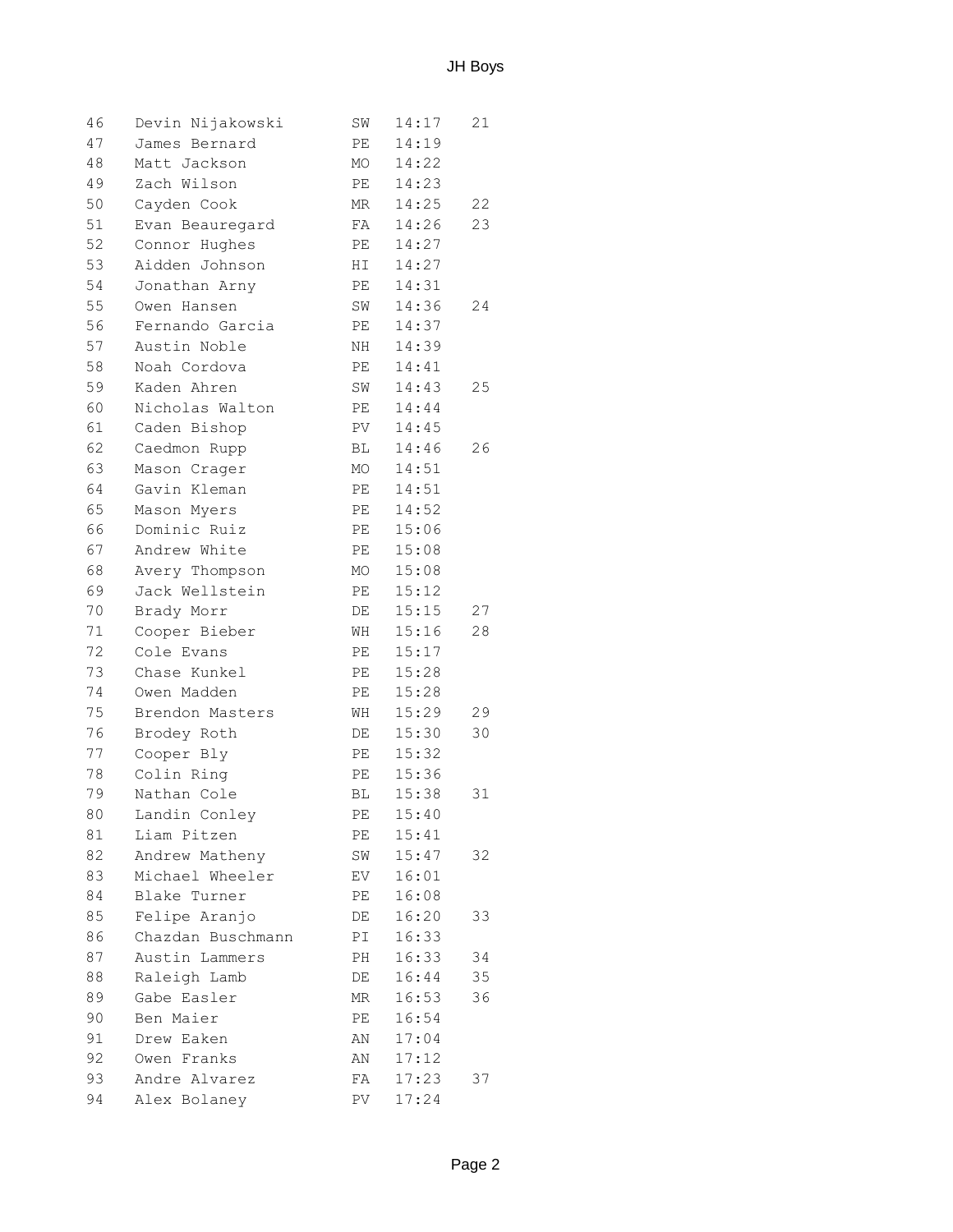# JH Boys

| Place | Name | School | Time | Team Place |
|---|---|---|---|---|
| 46 | Devin Nijakowski | SW | 14:17 | 21 |
| 47 | James Bernard | PE | 14:19 | |
| 48 | Matt Jackson | MO | 14:22 | |
| 49 | Zach Wilson | PE | 14:23 | |
| 50 | Cayden Cook | MR | 14:25 | 22 |
| 51 | Evan Beauregard | FA | 14:26 | 23 |
| 52 | Connor Hughes | PE | 14:27 | |
| 53 | Aidden Johnson | HI | 14:27 | |
| 54 | Jonathan Arny | PE | 14:31 | |
| 55 | Owen Hansen | SW | 14:36 | 24 |
| 56 | Fernando Garcia | PE | 14:37 | |
| 57 | Austin Noble | NH | 14:39 | |
| 58 | Noah Cordova | PE | 14:41 | |
| 59 | Kaden Ahren | SW | 14:43 | 25 |
| 60 | Nicholas Walton | PE | 14:44 | |
| 61 | Caden Bishop | PV | 14:45 | |
| 62 | Caedmon Rupp | BL | 14:46 | 26 |
| 63 | Mason Crager | MO | 14:51 | |
| 64 | Gavin Kleman | PE | 14:51 | |
| 65 | Mason Myers | PE | 14:52 | |
| 66 | Dominic Ruiz | PE | 15:06 | |
| 67 | Andrew White | PE | 15:08 | |
| 68 | Avery Thompson | MO | 15:08 | |
| 69 | Jack Wellstein | PE | 15:12 | |
| 70 | Brady Morr | DE | 15:15 | 27 |
| 71 | Cooper Bieber | WH | 15:16 | 28 |
| 72 | Cole Evans | PE | 15:17 | |
| 73 | Chase Kunkel | PE | 15:28 | |
| 74 | Owen Madden | PE | 15:28 | |
| 75 | Brendon Masters | WH | 15:29 | 29 |
| 76 | Brodey Roth | DE | 15:30 | 30 |
| 77 | Cooper Bly | PE | 15:32 | |
| 78 | Colin Ring | PE | 15:36 | |
| 79 | Nathan Cole | BL | 15:38 | 31 |
| 80 | Landin Conley | PE | 15:40 | |
| 81 | Liam Pitzen | PE | 15:41 | |
| 82 | Andrew Matheny | SW | 15:47 | 32 |
| 83 | Michael Wheeler | EV | 16:01 | |
| 84 | Blake Turner | PE | 16:08 | |
| 85 | Felipe Aranjo | DE | 16:20 | 33 |
| 86 | Chazdan Buschmann | PI | 16:33 | |
| 87 | Austin Lammers | PH | 16:33 | 34 |
| 88 | Raleigh Lamb | DE | 16:44 | 35 |
| 89 | Gabe Easler | MR | 16:53 | 36 |
| 90 | Ben Maier | PE | 16:54 | |
| 91 | Drew Eaken | AN | 17:04 | |
| 92 | Owen Franks | AN | 17:12 | |
| 93 | Andre Alvarez | FA | 17:23 | 37 |
| 94 | Alex Bolaney | PV | 17:24 | |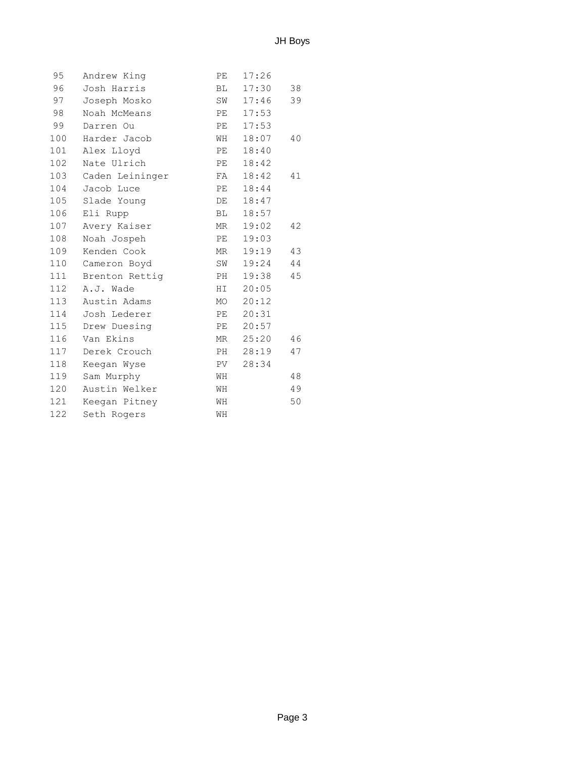# JH Boys

| | | | | |
|---|---|---|---|---|
| 95 | Andrew King | PE | 17:26 | |
| 96 | Josh Harris | BL | 17:30 | 38 |
| 97 | Joseph Mosko | SW | 17:46 | 39 |
| 98 | Noah McMeans | PE | 17:53 | |
| 99 | Darren Ou | PE | 17:53 | |
| 100 | Harder Jacob | WH | 18:07 | 40 |
| 101 | Alex Lloyd | PE | 18:40 | |
| 102 | Nate Ulrich | PE | 18:42 | |
| 103 | Caden Leininger | FA | 18:42 | 41 |
| 104 | Jacob Luce | PE | 18:44 | |
| 105 | Slade Young | DE | 18:47 | |
| 106 | Eli Rupp | BL | 18:57 | |
| 107 | Avery Kaiser | MR | 19:02 | 42 |
| 108 | Noah Jospeh | PE | 19:03 | |
| 109 | Kenden Cook | MR | 19:19 | 43 |
| 110 | Cameron Boyd | SW | 19:24 | 44 |
| 111 | Brenton Rettig | PH | 19:38 | 45 |
| 112 | A.J. Wade | HI | 20:05 | |
| 113 | Austin Adams | MO | 20:12 | |
| 114 | Josh Lederer | PE | 20:31 | |
| 115 | Drew Duesing | PE | 20:57 | |
| 116 | Van Ekins | MR | 25:20 | 46 |
| 117 | Derek Crouch | PH | 28:19 | 47 |
| 118 | Keegan Wyse | PV | 28:34 | |
| 119 | Sam Murphy | WH | | 48 |
| 120 | Austin Welker | WH | | 49 |
| 121 | Keegan Pitney | WH | | 50 |
| 122 | Seth Rogers | WH | | |